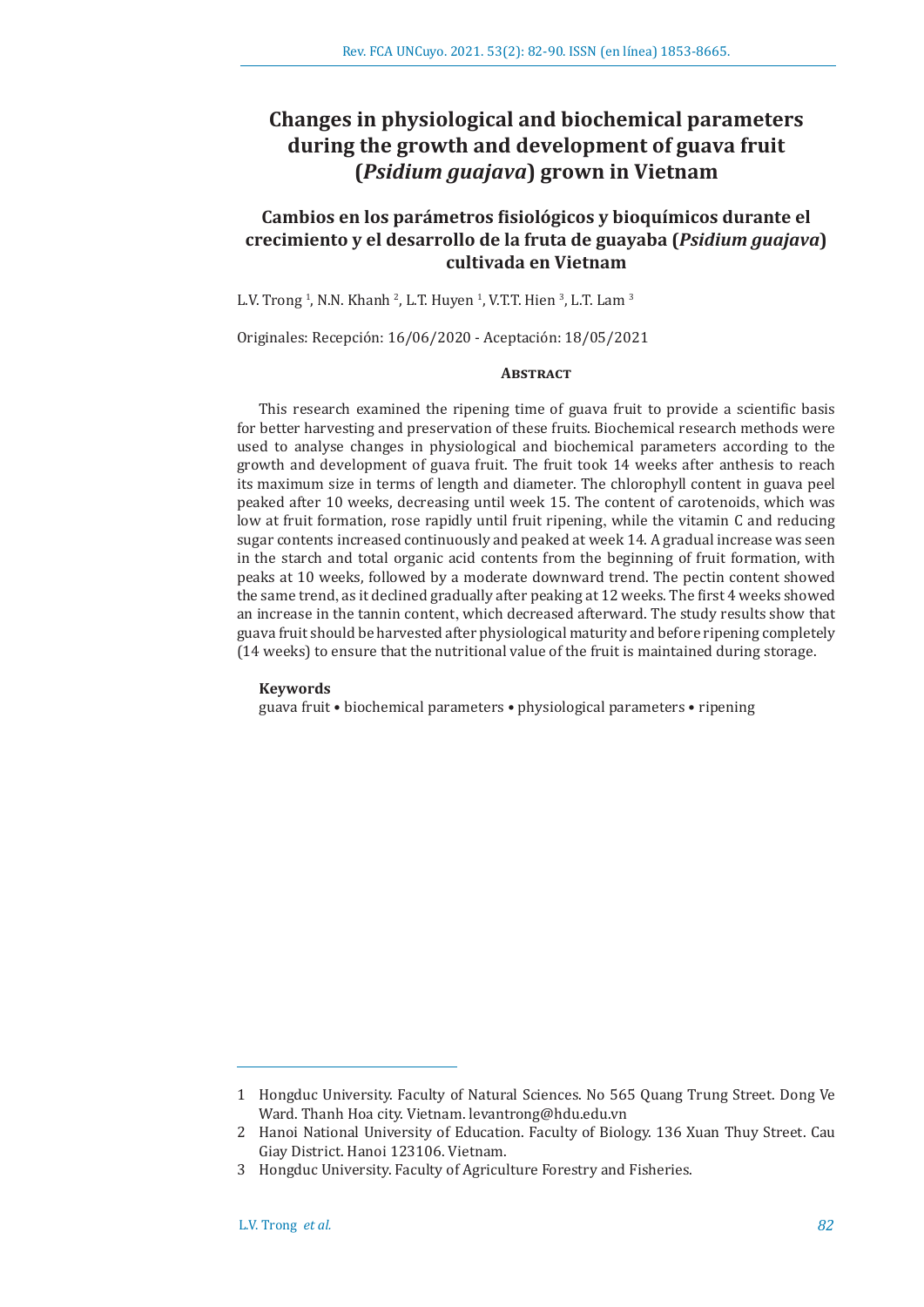# Changes in physiological and biochemical parameters during the growth and development of guava fruit (*Psidium guajava*) grown in Vietnam

## Cambios en los parámetros fisiológicos y bioquímicos durante el crecimiento y el desarrollo de la fruta de guayaba (*Psidium guajava*) cultivada en Vietnam

L.V. Trong [1], N.N. Khanh [2], L.T. Huyen [1], V.T.T. Hien [3], L.T. Lam [3]

Originales: Recepción: 16/06/2020 - Aceptación: 18/05/2021

### Abstract

This research examined the ripening time of guava fruit to provide a scientific basis for better harvesting and preservation of these fruits. Biochemical research methods were used to analyse changes in physiological and biochemical parameters according to the growth and development of guava fruit. The fruit took 14 weeks after anthesis to reach its maximum size in terms of length and diameter. The chlorophyll content in guava peel peaked after 10 weeks, decreasing until week 15. The content of carotenoids, which was low at fruit formation, rose rapidly until fruit ripening, while the vitamin C and reducing sugar contents increased continuously and peaked at week 14. A gradual increase was seen in the starch and total organic acid contents from the beginning of fruit formation, with peaks at 10 weeks, followed by a moderate downward trend. The pectin content showed the same trend, as it declined gradually after peaking at 12 weeks. The first 4 weeks showed an increase in the tannin content, which decreased afterward. The study results show that guava fruit should be harvested after physiological maturity and before ripening completely (14 weeks) to ensure that the nutritional value of the fruit is maintained during storage.

**Keywords**

guava fruit • biochemical parameters • physiological parameters • ripening

---

1 Hongduc University. Faculty of Natural Sciences. No 565 Quang Trung Street. Dong Ve Ward. Thanh Hoa city. Vietnam. levantrong@hdu.edu.vn

2 Hanoi National University of Education. Faculty of Biology. 136 Xuan Thuy Street. Cau Giay District. Hanoi 123106. Vietnam.

3 Hongduc University. Faculty of Agriculture Forestry and Fisheries.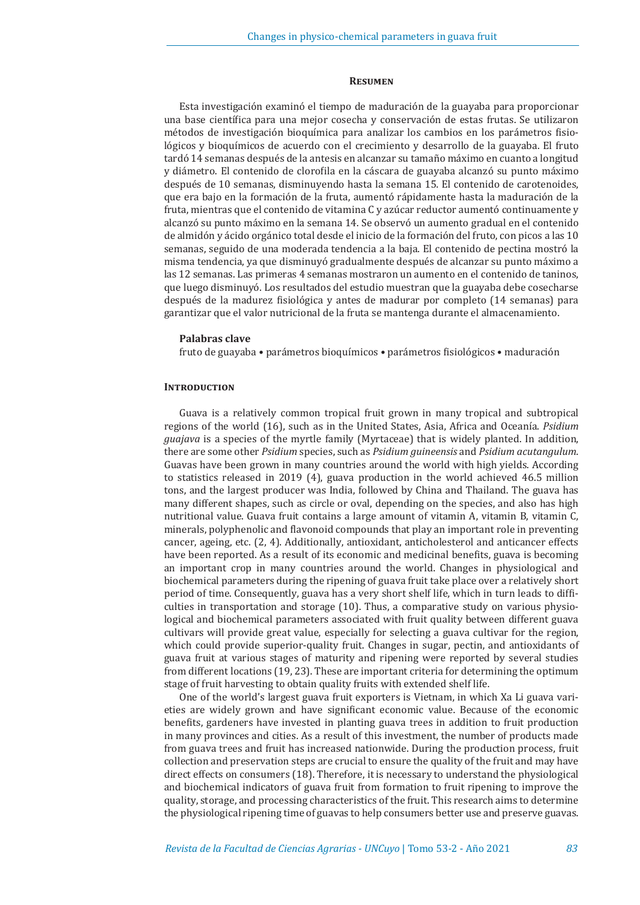## Resumen

Esta investigación examinó el tiempo de maduración de la guayaba para proporcionar una base científica para una mejor cosecha y conservación de estas frutas. Se utilizaron métodos de investigación bioquímica para analizar los cambios en los parámetros fisiológicos y bioquímicos de acuerdo con el crecimiento y desarrollo de la guayaba. El fruto tardó 14 semanas después de la antesis en alcanzar su tamaño máximo en cuanto a longitud y diámetro. El contenido de clorofila en la cáscara de guayaba alcanzó su punto máximo después de 10 semanas, disminuyendo hasta la semana 15. El contenido de carotenoides, que era bajo en la formación de la fruta, aumentó rápidamente hasta la maduración de la fruta, mientras que el contenido de vitamina C y azúcar reductor aumentó continuamente y alcanzó su punto máximo en la semana 14. Se observó un aumento gradual en el contenido de almidón y ácido orgánico total desde el inicio de la formación del fruto, con picos a las 10 semanas, seguido de una moderada tendencia a la baja. El contenido de pectina mostró la misma tendencia, ya que disminuyó gradualmente después de alcanzar su punto máximo a las 12 semanas. Las primeras 4 semanas mostraron un aumento en el contenido de taninos, que luego disminuyó. Los resultados del estudio muestran que la guayaba debe cosecharse después de la madurez fisiológica y antes de madurar por completo (14 semanas) para garantizar que el valor nutricional de la fruta se mantenga durante el almacenamiento.

### Palabras clave

fruto de guayaba • parámetros bioquímicos • parámetros fisiológicos • maduración

## Introduction

Guava is a relatively common tropical fruit grown in many tropical and subtropical regions of the world (16), such as in the United States, Asia, Africa and Oceanía. *Psidium guajava* is a species of the myrtle family (Myrtaceae) that is widely planted. In addition, there are some other *Psidium* species, such as *Psidium guineensis* and *Psidium acutangulum*. Guavas have been grown in many countries around the world with high yields. According to statistics released in 2019 (4), guava production in the world achieved 46.5 million tons, and the largest producer was India, followed by China and Thailand. The guava has many different shapes, such as circle or oval, depending on the species, and also has high nutritional value. Guava fruit contains a large amount of vitamin A, vitamin B, vitamin C, minerals, polyphenolic and flavonoid compounds that play an important role in preventing cancer, ageing, etc. (2, 4). Additionally, antioxidant, anticholesterol and anticancer effects have been reported. As a result of its economic and medicinal benefits, guava is becoming an important crop in many countries around the world. Changes in physiological and biochemical parameters during the ripening of guava fruit take place over a relatively short period of time. Consequently, guava has a very short shelf life, which in turn leads to difficulties in transportation and storage (10). Thus, a comparative study on various physiological and biochemical parameters associated with fruit quality between different guava cultivars will provide great value, especially for selecting a guava cultivar for the region, which could provide superior-quality fruit. Changes in sugar, pectin, and antioxidants of guava fruit at various stages of maturity and ripening were reported by several studies from different locations (19, 23). These are important criteria for determining the optimum stage of fruit harvesting to obtain quality fruits with extended shelf life.

One of the world's largest guava fruit exporters is Vietnam, in which Xa Li guava varieties are widely grown and have significant economic value. Because of the economic benefits, gardeners have invested in planting guava trees in addition to fruit production in many provinces and cities. As a result of this investment, the number of products made from guava trees and fruit has increased nationwide. During the production process, fruit collection and preservation steps are crucial to ensure the quality of the fruit and may have direct effects on consumers (18). Therefore, it is necessary to understand the physiological and biochemical indicators of guava fruit from formation to fruit ripening to improve the quality, storage, and processing characteristics of the fruit. This research aims to determine the physiological ripening time of guavas to help consumers better use and preserve guavas.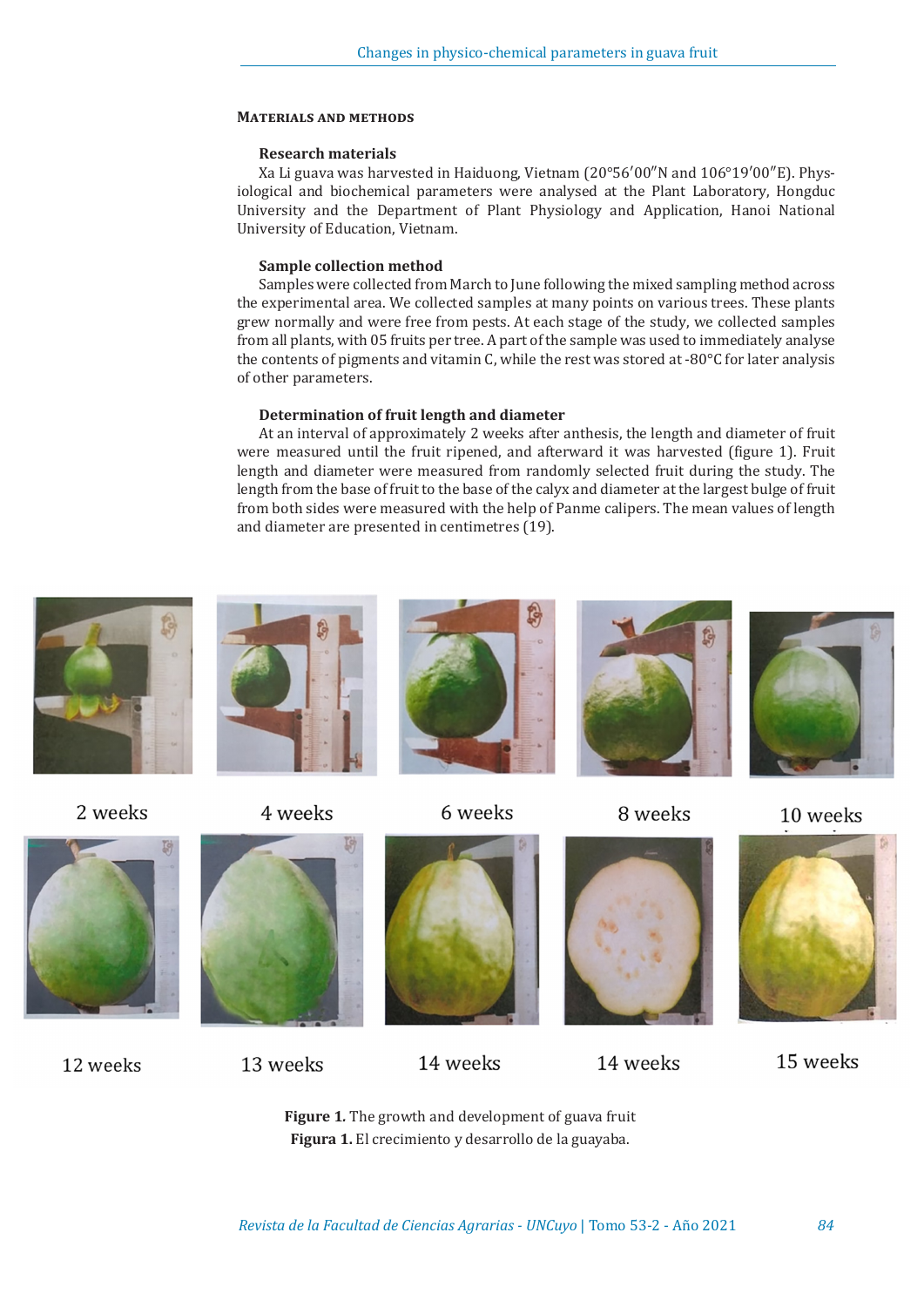## Materials and methods

### Research materials

Xa Li guava was harvested in Haiduong, Vietnam (20°56′00″N and 106°19′00″E). Physiological and biochemical parameters were analysed at the Plant Laboratory, Hongduc University and the Department of Plant Physiology and Application, Hanoi National University of Education, Vietnam.

### Sample collection method

Samples were collected from March to June following the mixed sampling method across the experimental area. We collected samples at many points on various trees. These plants grew normally and were free from pests. At each stage of the study, we collected samples from all plants, with 05 fruits per tree. A part of the sample was used to immediately analyse the contents of pigments and vitamin C, while the rest was stored at -80°C for later analysis of other parameters.

### Determination of fruit length and diameter

At an interval of approximately 2 weeks after anthesis, the length and diameter of fruit were measured until the fruit ripened, and afterward it was harvested (figure 1). Fruit length and diameter were measured from randomly selected fruit during the study. The length from the base of fruit to the base of the calyx and diameter at the largest bulge of fruit from both sides were measured with the help of Panme calipers. The mean values of length and diameter are presented in centimetres (19).

2 weeks 4 weeks 6 weeks 8 weeks 10 weeks

12 weeks 13 weeks 14 weeks 14 weeks 15 weeks

**Figure 1.** The growth and development of guava fruit
**Figura 1.** El crecimiento y desarrollo de la guayaba.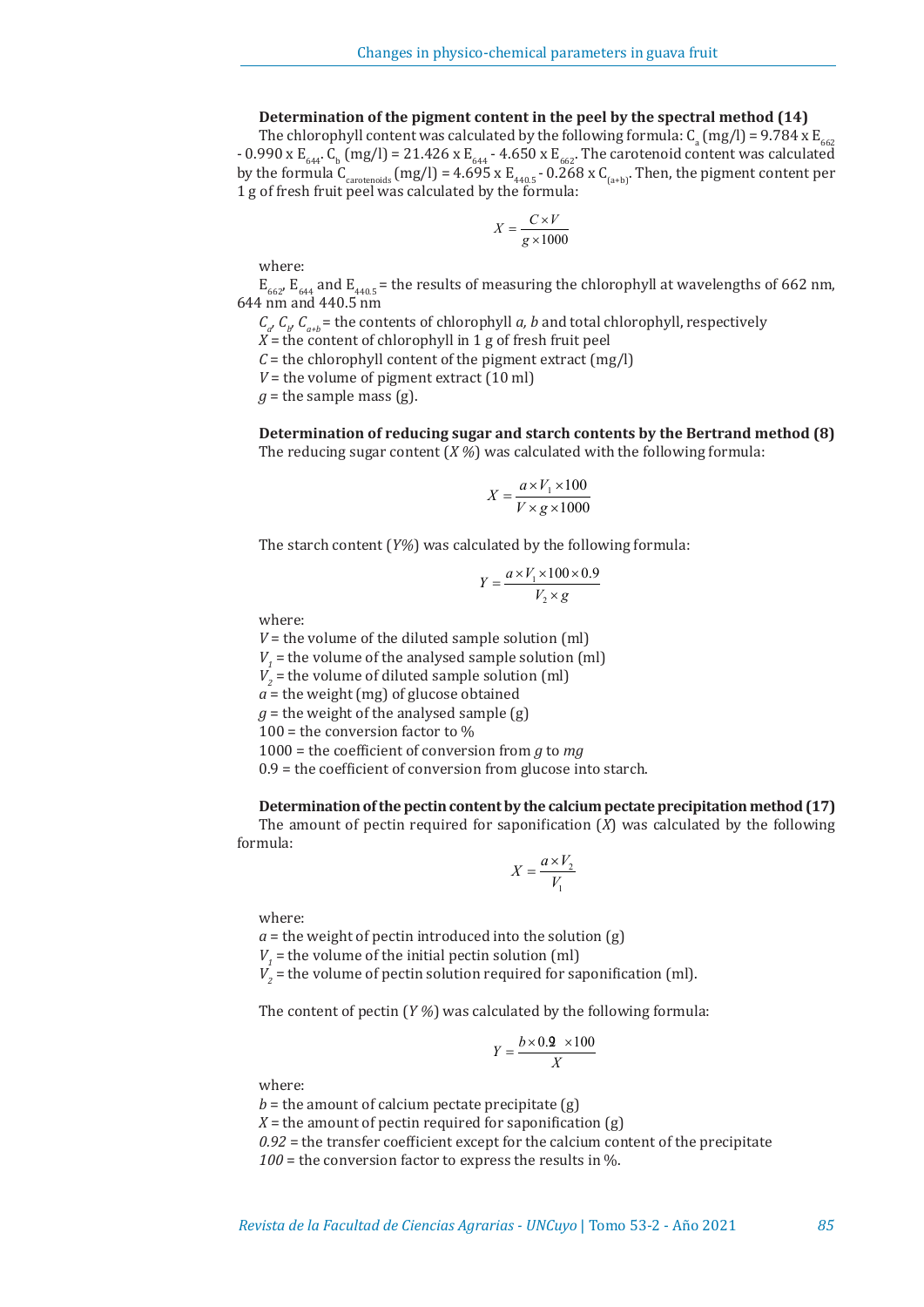**Determination of the pigment content in the peel by the spectral method (14)**

The chlorophyll content was calculated by the following formula: $C_a$ (mg/l) = 9.784 x $E_{662}$ - 0.990 x $E_{644}$. $C_b$ (mg/l) = 21.426 x $E_{644}$ - 4.650 x $E_{662}$. The carotenoid content was calculated by the formula $C_{carotenoids}$ (mg/l) = 4.695 x $E_{440.5}$ - 0.268 x $C_{(a+b)}$. Then, the pigment content per 1 g of fresh fruit peel was calculated by the formula:

$$X = \frac{C \times V}{g \times 1000}$$

where:

$E_{662}$, $E_{644}$ and $E_{440.5}$ = the results of measuring the chlorophyll at wavelengths of 662 nm, 644 nm and 440.5 nm

$C_a$, $C_b$, $C_{a+b}$ = the contents of chlorophyll *a, b* and total chlorophyll, respectively

$X$ = the content of chlorophyll in 1 g of fresh fruit peel

$C$ = the chlorophyll content of the pigment extract (mg/l)

$V$ = the volume of pigment extract (10 ml)

$g$ = the sample mass (g).

**Determination of reducing sugar and starch contents by the Bertrand method (8)**

The reducing sugar content (*X %*) was calculated with the following formula:

$$X = \frac{a \times V_1 \times 100}{V \times g \times 1000}$$

The starch content (*Y%*) was calculated by the following formula:

$$Y = \frac{a \times V_1 \times 100 \times 0.9}{V_2 \times g}$$

where:

$V$ = the volume of the diluted sample solution (ml)

$V_1$ = the volume of the analysed sample solution (ml)

$V_2$ = the volume of diluted sample solution (ml)

$a$ = the weight (mg) of glucose obtained

$g$ = the weight of the analysed sample (g)

100 = the conversion factor to %

1000 = the coefficient of conversion from *g* to *mg*

0.9 = the coefficient of conversion from glucose into starch.

**Determination of the pectin content by the calcium pectate precipitation method (17)**

The amount of pectin required for saponification ($X$) was calculated by the following formula:

$$X = \frac{a \times V_2}{V_1}$$

where:

$a$ = the weight of pectin introduced into the solution (g)

$V_1$ = the volume of the initial pectin solution (ml)

$V_2$ = the volume of pectin solution required for saponification (ml).

The content of pectin (*Y %*) was calculated by the following formula:

$$Y = \frac{b \times 0.92 \times 100}{X}$$

where:

$b$ = the amount of calcium pectate precipitate (g)

$X$ = the amount of pectin required for saponification (g)

*0.92* = the transfer coefficient except for the calcium content of the precipitate

*100* = the conversion factor to express the results in %.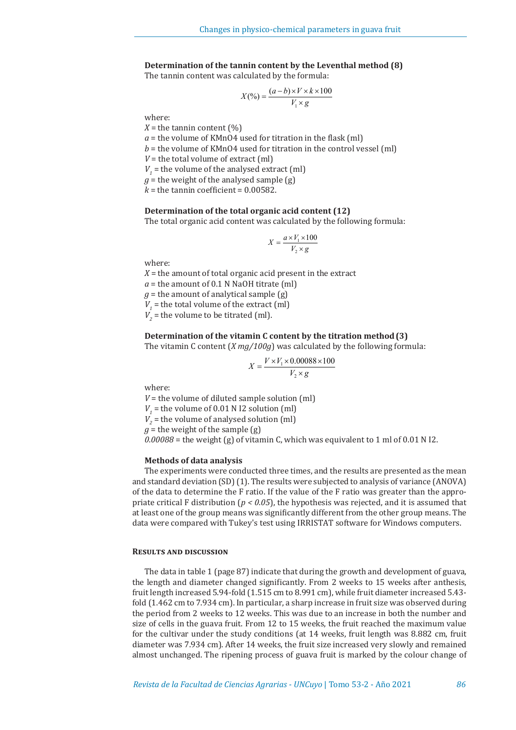### Determination of the tannin content by the Leventhal method (8)

The tannin content was calculated by the formula:

$$X(\%) = \frac{(a-b)\times V \times k \times 100}{V_1 \times g}$$

where:

$X$ = the tannin content (%)
$a$ = the volume of $KMnO_4$ used for titration in the flask (ml)
$b$ = the volume of $KMnO_4$ used for titration in the control vessel (ml)
$V$ = the total volume of extract (ml)
$V_1$ = the volume of the analysed extract (ml)
$g$ = the weight of the analysed sample (g)
$k$ = the tannin coefficient = 0.00582.

### Determination of the total organic acid content (12)

The total organic acid content was calculated by the following formula:

$$X = \frac{a \times V_1 \times 100}{V_2 \times g}$$

where:

$X$ = the amount of total organic acid present in the extract
$a$ = the amount of 0.1 N NaOH titrate (ml)
$g$ = the amount of analytical sample (g)
$V_1$ = the total volume of the extract (ml)
$V_2$ = the volume to be titrated (ml).

### Determination of the vitamin C content by the titration method (3)

The vitamin C content (*X mg/100g*) was calculated by the following formula:

$$X = \frac{V \times V_1 \times 0.00088 \times 100}{V_2 \times g}$$

where:

$V$ = the volume of diluted sample solution (ml)
$V_1$ = the volume of 0.01 N $I_2$ solution (ml)
$V_2$ = the volume of analysed solution (ml)
$g$ = the weight of the sample (g)
*0.00088* = the weight (g) of vitamin C, which was equivalent to 1 ml of 0.01 N $I_2$.

### Methods of data analysis

The experiments were conducted three times, and the results are presented as the mean and standard deviation (SD) (1). The results were subjected to analysis of variance (ANOVA) of the data to determine the F ratio. If the value of the F ratio was greater than the appropriate critical F distribution ($p < 0.05$), the hypothesis was rejected, and it is assumed that at least one of the group means was significantly different from the other group means. The data were compared with Tukey's test using IRRISTAT software for Windows computers.

## Results and discussion

The data in table 1 (page 87) indicate that during the growth and development of guava, the length and diameter changed significantly. From 2 weeks to 15 weeks after anthesis, fruit length increased 5.94-fold (1.515 cm to 8.991 cm), while fruit diameter increased 5.43-fold (1.462 cm to 7.934 cm). In particular, a sharp increase in fruit size was observed during the period from 2 weeks to 12 weeks. This was due to an increase in both the number and size of cells in the guava fruit. From 12 to 15 weeks, the fruit reached the maximum value for the cultivar under the study conditions (at 14 weeks, fruit length was 8.882 cm, fruit diameter was 7.934 cm). After 14 weeks, the fruit size increased very slowly and remained almost unchanged. The ripening process of guava fruit is marked by the colour change of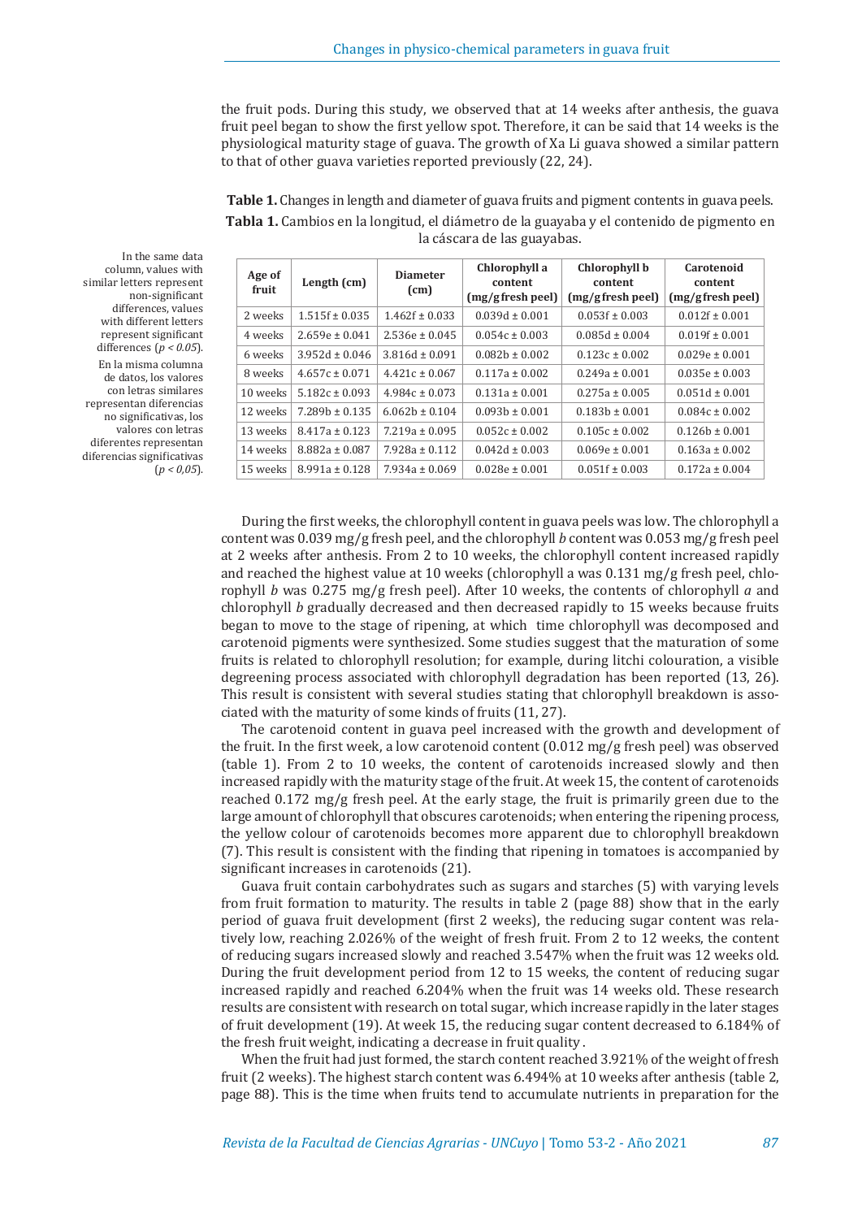the fruit pods. During this study, we observed that at 14 weeks after anthesis, the guava fruit peel began to show the first yellow spot. Therefore, it can be said that 14 weeks is the physiological maturity stage of guava. The growth of Xa Li guava showed a similar pattern to that of other guava varieties reported previously (22, 24).

**Table 1.** Changes in length and diameter of guava fruits and pigment contents in guava peels.

**Tabla 1.** Cambios en la longitud, el diámetro de la guayaba y el contenido de pigmento en la cáscara de las guayabas.

| Age of fruit | Length (cm) | Diameter (cm) | Chlorophyll a content (mg/g fresh peel) | Chlorophyll b content (mg/g fresh peel) | Carotenoid content (mg/g fresh peel) |
|---|---|---|---|---|---|
| 2 weeks | 1.515f ± 0.035 | 1.462f ± 0.033 | 0.039d ± 0.001 | 0.053f ± 0.003 | 0.012f ± 0.001 |
| 4 weeks | 2.659e ± 0.041 | 2.536e ± 0.045 | 0.054c ± 0.003 | 0.085d ± 0.004 | 0.019f ± 0.001 |
| 6 weeks | 3.952d ± 0.046 | 3.816d ± 0.091 | 0.082b ± 0.002 | 0.123c ± 0.002 | 0.029e ± 0.001 |
| 8 weeks | 4.657c ± 0.071 | 4.421c ± 0.067 | 0.117a ± 0.002 | 0.249a ± 0.001 | 0.035e ± 0.003 |
| 10 weeks | 5.182c ± 0.093 | 4.984c ± 0.073 | 0.131a ± 0.001 | 0.275a ± 0.005 | 0.051d ± 0.001 |
| 12 weeks | 7.289b ± 0.135 | 6.062b ± 0.104 | 0.093b ± 0.001 | 0.183b ± 0.001 | 0.084c ± 0.002 |
| 13 weeks | 8.417a ± 0.123 | 7.219a ± 0.095 | 0.052c ± 0.002 | 0.105c ± 0.002 | 0.126b ± 0.001 |
| 14 weeks | 8.882a ± 0.087 | 7.928a ± 0.112 | 0.042d ± 0.003 | 0.069e ± 0.001 | 0.163a ± 0.002 |
| 15 weeks | 8.991a ± 0.128 | 7.934a ± 0.069 | 0.028e ± 0.001 | 0.051f ± 0.003 | 0.172a ± 0.004 |

In the same data column, values with similar letters represent non-significant differences, values with different letters represent significant differences ($p < 0.05$).

En la misma columna de datos, los valores con letras similares representan diferencias no significativas, los valores con letras diferentes representan diferencias significativas ($p < 0,05$).

During the first weeks, the chlorophyll content in guava peels was low. The chlorophyll a content was 0.039 mg/g fresh peel, and the chlorophyll *b* content was 0.053 mg/g fresh peel at 2 weeks after anthesis. From 2 to 10 weeks, the chlorophyll content increased rapidly and reached the highest value at 10 weeks (chlorophyll a was 0.131 mg/g fresh peel, chlorophyll *b* was 0.275 mg/g fresh peel). After 10 weeks, the contents of chlorophyll *a* and chlorophyll *b* gradually decreased and then decreased rapidly to 15 weeks because fruits began to move to the stage of ripening, at which time chlorophyll was decomposed and carotenoid pigments were synthesized. Some studies suggest that the maturation of some fruits is related to chlorophyll resolution; for example, during litchi colouration, a visible degreening process associated with chlorophyll degradation has been reported (13, 26). This result is consistent with several studies stating that chlorophyll breakdown is associated with the maturity of some kinds of fruits (11, 27).

The carotenoid content in guava peel increased with the growth and development of the fruit. In the first week, a low carotenoid content (0.012 mg/g fresh peel) was observed (table 1). From 2 to 10 weeks, the content of carotenoids increased slowly and then increased rapidly with the maturity stage of the fruit. At week 15, the content of carotenoids reached 0.172 mg/g fresh peel. At the early stage, the fruit is primarily green due to the large amount of chlorophyll that obscures carotenoids; when entering the ripening process, the yellow colour of carotenoids becomes more apparent due to chlorophyll breakdown (7). This result is consistent with the finding that ripening in tomatoes is accompanied by significant increases in carotenoids (21).

Guava fruit contain carbohydrates such as sugars and starches (5) with varying levels from fruit formation to maturity. The results in table 2 (page 88) show that in the early period of guava fruit development (first 2 weeks), the reducing sugar content was relatively low, reaching 2.026% of the weight of fresh fruit. From 2 to 12 weeks, the content of reducing sugars increased slowly and reached 3.547% when the fruit was 12 weeks old. During the fruit development period from 12 to 15 weeks, the content of reducing sugar increased rapidly and reached 6.204% when the fruit was 14 weeks old. These research results are consistent with research on total sugar, which increase rapidly in the later stages of fruit development (19). At week 15, the reducing sugar content decreased to 6.184% of the fresh fruit weight, indicating a decrease in fruit quality .

When the fruit had just formed, the starch content reached 3.921% of the weight of fresh fruit (2 weeks). The highest starch content was 6.494% at 10 weeks after anthesis (table 2, page 88). This is the time when fruits tend to accumulate nutrients in preparation for the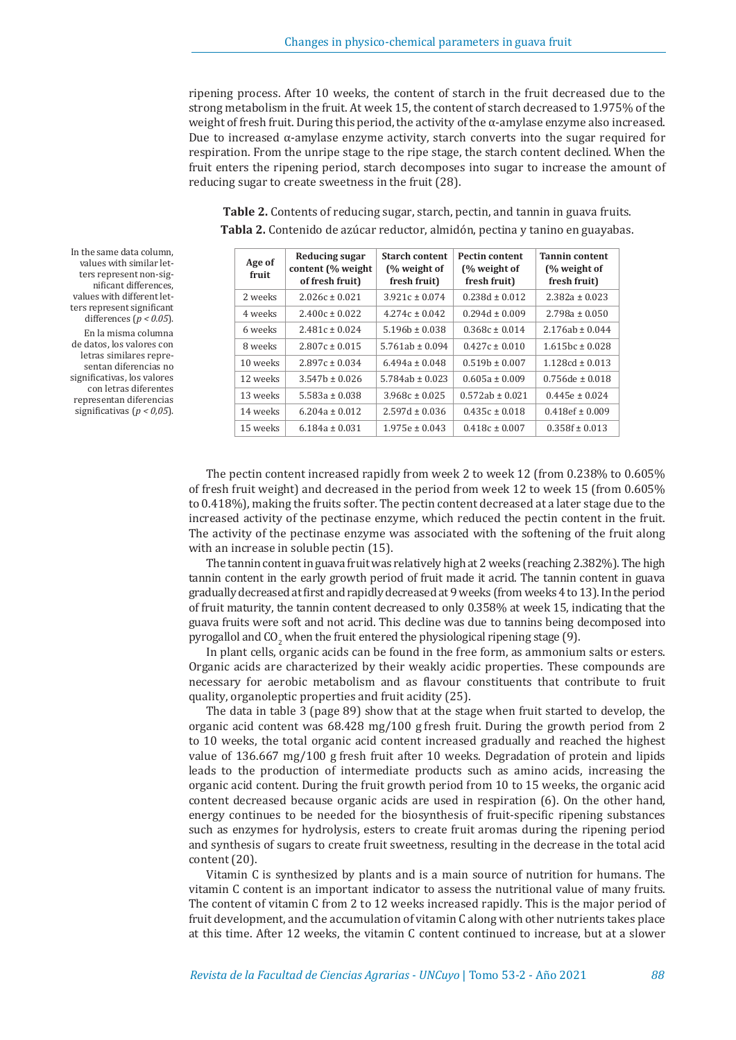ripening process. After 10 weeks, the content of starch in the fruit decreased due to the strong metabolism in the fruit. At week 15, the content of starch decreased to 1.975% of the weight of fresh fruit. During this period, the activity of the α-amylase enzyme also increased. Due to increased α-amylase enzyme activity, starch converts into the sugar required for respiration. From the unripe stage to the ripe stage, the starch content declined. When the fruit enters the ripening period, starch decomposes into sugar to increase the amount of reducing sugar to create sweetness in the fruit (28).

**Table 2.** Contents of reducing sugar, starch, pectin, and tannin in guava fruits.
**Tabla 2.** Contenido de azúcar reductor, almidón, pectina y tanino en guayabas.

| Age of fruit | Reducing sugar content (% weight of fresh fruit) | Starch content (% weight of fresh fruit) | Pectin content (% weight of fresh fruit) | Tannin content (% weight of fresh fruit) |
|---|---|---|---|---|
| 2 weeks | 2.026c ± 0.021 | 3.921c ± 0.074 | 0.238d ± 0.012 | 2.382a ± 0.023 |
| 4 weeks | 2.400c ± 0.022 | 4.274c ± 0.042 | 0.294d ± 0.009 | 2.798a ± 0.050 |
| 6 weeks | 2.481c ± 0.024 | 5.196b ± 0.038 | 0.368c ± 0.014 | 2.176ab ± 0.044 |
| 8 weeks | 2.807c ± 0.015 | 5.761ab ± 0.094 | 0.427c ± 0.010 | 1.615bc ± 0.028 |
| 10 weeks | 2.897c ± 0.034 | 6.494a ± 0.048 | 0.519b ± 0.007 | 1.128cd ± 0.013 |
| 12 weeks | 3.547b ± 0.026 | 5.784ab ± 0.023 | 0.605a ± 0.009 | 0.756de ± 0.018 |
| 13 weeks | 5.583a ± 0.038 | 3.968c ± 0.025 | 0.572ab ± 0.021 | 0.445e ± 0.024 |
| 14 weeks | 6.204a ± 0.012 | 2.597d ± 0.036 | 0.435c ± 0.018 | 0.418ef ± 0.009 |
| 15 weeks | 6.184a ± 0.031 | 1.975e ± 0.043 | 0.418c ± 0.007 | 0.358f ± 0.013 |

In the same data column, values with similar letters represent non-significant differences, values with different letters represent significant differences ($p < 0.05$).
En la misma columna de datos, los valores con letras similares representan diferencias no significativas, los valores con letras diferentes representan diferencias significativas ($p < 0,05$).

The pectin content increased rapidly from week 2 to week 12 (from 0.238% to 0.605% of fresh fruit weight) and decreased in the period from week 12 to week 15 (from 0.605% to 0.418%), making the fruits softer. The pectin content decreased at a later stage due to the increased activity of the pectinase enzyme, which reduced the pectin content in the fruit. The activity of the pectinase enzyme was associated with the softening of the fruit along with an increase in soluble pectin (15).

The tannin content in guava fruit was relatively high at 2 weeks (reaching 2.382%). The high tannin content in the early growth period of fruit made it acrid. The tannin content in guava gradually decreased at first and rapidly decreased at 9 weeks (from weeks 4 to 13). In the period of fruit maturity, the tannin content decreased to only 0.358% at week 15, indicating that the guava fruits were soft and not acrid. This decline was due to tannins being decomposed into pyrogallol and $CO_2$ when the fruit entered the physiological ripening stage (9).

In plant cells, organic acids can be found in the free form, as ammonium salts or esters. Organic acids are characterized by their weakly acidic properties. These compounds are necessary for aerobic metabolism and as flavour constituents that contribute to fruit quality, organoleptic properties and fruit acidity (25).

The data in table 3 (page 89) show that at the stage when fruit started to develop, the organic acid content was 68.428 mg/100 g fresh fruit. During the growth period from 2 to 10 weeks, the total organic acid content increased gradually and reached the highest value of 136.667 mg/100 g fresh fruit after 10 weeks. Degradation of protein and lipids leads to the production of intermediate products such as amino acids, increasing the organic acid content. During the fruit growth period from 10 to 15 weeks, the organic acid content decreased because organic acids are used in respiration (6). On the other hand, energy continues to be needed for the biosynthesis of fruit-specific ripening substances such as enzymes for hydrolysis, esters to create fruit aromas during the ripening period and synthesis of sugars to create fruit sweetness, resulting in the decrease in the total acid content (20).

Vitamin C is synthesized by plants and is a main source of nutrition for humans. The vitamin C content is an important indicator to assess the nutritional value of many fruits. The content of vitamin C from 2 to 12 weeks increased rapidly. This is the major period of fruit development, and the accumulation of vitamin C along with other nutrients takes place at this time. After 12 weeks, the vitamin C content continued to increase, but at a slower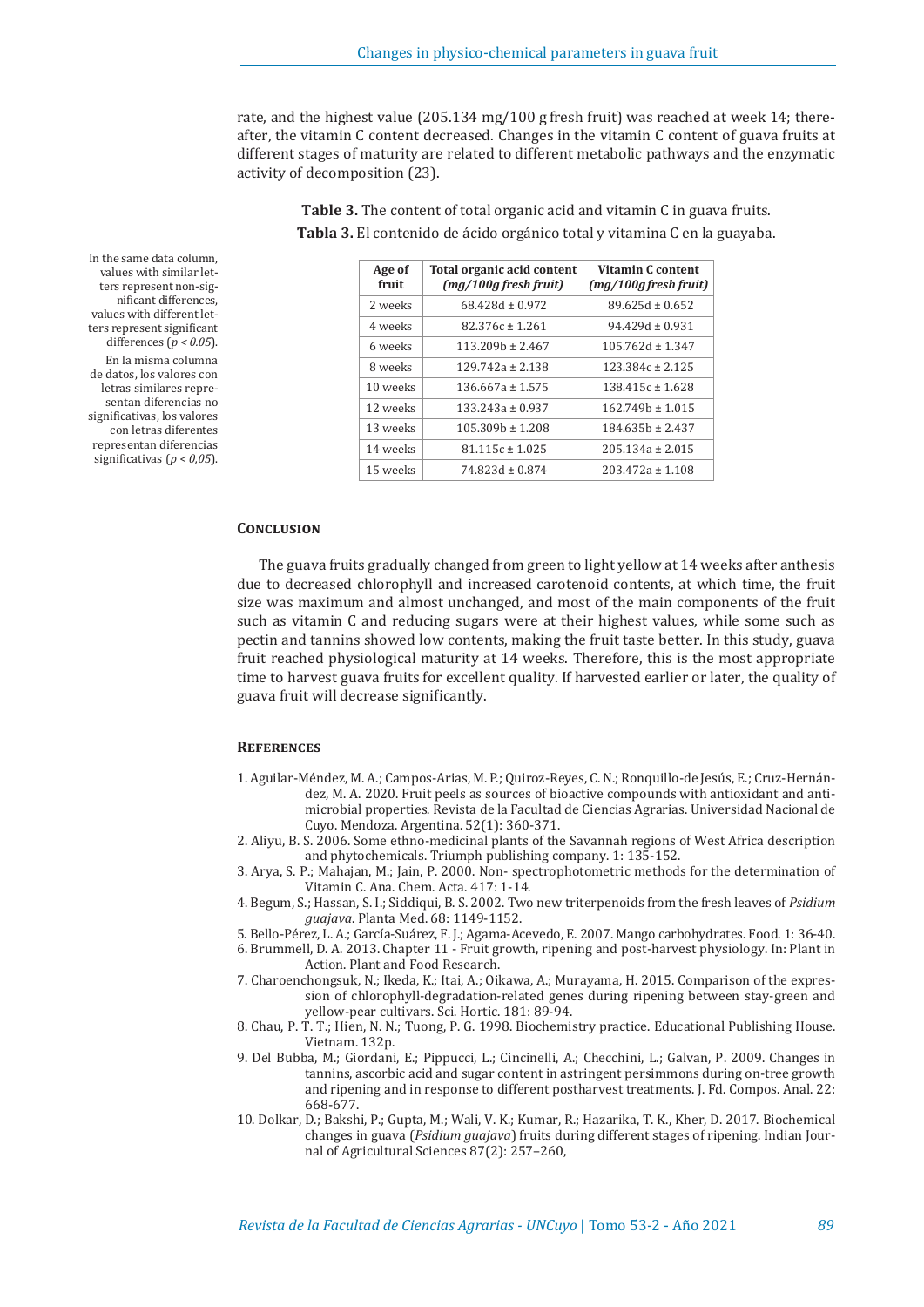rate, and the highest value (205.134 mg/100 g fresh fruit) was reached at week 14; thereafter, the vitamin C content decreased. Changes in the vitamin C content of guava fruits at different stages of maturity are related to different metabolic pathways and the enzymatic activity of decomposition (23).

**Table 3.** The content of total organic acid and vitamin C in guava fruits.
**Tabla 3.** El contenido de ácido orgánico total y vitamina C en la guayaba.

| Age of fruit | Total organic acid content *(mg/100g fresh fruit)* | Vitamin C content *(mg/100g fresh fruit)* |
|---|---|---|
| 2 weeks | 68.428d ± 0.972 | 89.625d ± 0.652 |
| 4 weeks | 82.376c ± 1.261 | 94.429d ± 0.931 |
| 6 weeks | 113.209b ± 2.467 | 105.762d ± 1.347 |
| 8 weeks | 129.742a ± 2.138 | 123.384c ± 2.125 |
| 10 weeks | 136.667a ± 1.575 | 138.415c ± 1.628 |
| 12 weeks | 133.243a ± 0.937 | 162.749b ± 1.015 |
| 13 weeks | 105.309b ± 1.208 | 184.635b ± 2.437 |
| 14 weeks | 81.115c ± 1.025 | 205.134a ± 2.015 |
| 15 weeks | 74.823d ± 0.874 | 203.472a ± 1.108 |

In the same data column, values with similar letters represent non-significant differences, values with different letters represent significant differences ($p < 0.05$).
En la misma columna de datos, los valores con letras similares representan diferencias no significativas, los valores con letras diferentes representan diferencias significativas ($p < 0,05$).

## Conclusion

The guava fruits gradually changed from green to light yellow at 14 weeks after anthesis due to decreased chlorophyll and increased carotenoid contents, at which time, the fruit size was maximum and almost unchanged, and most of the main components of the fruit such as vitamin C and reducing sugars were at their highest values, while some such as pectin and tannins showed low contents, making the fruit taste better. In this study, guava fruit reached physiological maturity at 14 weeks. Therefore, this is the most appropriate time to harvest guava fruits for excellent quality. If harvested earlier or later, the quality of guava fruit will decrease significantly.

## References

1. Aguilar-Méndez, M. A.; Campos-Arias, M. P.; Quiroz-Reyes, C. N.; Ronquillo-de Jesús, E.; Cruz-Hernández, M. A. 2020. Fruit peels as sources of bioactive compounds with antioxidant and antimicrobial properties. Revista de la Facultad de Ciencias Agrarias. Universidad Nacional de Cuyo. Mendoza. Argentina. 52(1): 360-371.
2. Aliyu, B. S. 2006. Some ethno-medicinal plants of the Savannah regions of West Africa description and phytochemicals. Triumph publishing company. 1: 135-152.
3. Arya, S. P.; Mahajan, M.; Jain, P. 2000. Non- spectrophotometric methods for the determination of Vitamin C. Ana. Chem. Acta. 417: 1-14.
4. Begum, S.; Hassan, S. I.; Siddiqui, B. S. 2002. Two new triterpenoids from the fresh leaves of *Psidium guajava*. Planta Med. 68: 1149-1152.
5. Bello-Pérez, L. A.; García-Suárez, F. J.; Agama-Acevedo, E. 2007. Mango carbohydrates. Food. 1: 36-40.
6. Brummell, D. A. 2013. Chapter 11 - Fruit growth, ripening and post-harvest physiology. In: Plant in Action. Plant and Food Research.
7. Charoenchongsuk, N.; Ikeda, K.; Itai, A.; Oikawa, A.; Murayama, H. 2015. Comparison of the expression of chlorophyll-degradation-related genes during ripening between stay-green and yellow-pear cultivars. Sci. Hortic. 181: 89-94.
8. Chau, P. T. T.; Hien, N. N.; Tuong, P. G. 1998. Biochemistry practice. Educational Publishing House. Vietnam. 132p.
9. Del Bubba, M.; Giordani, E.; Pippucci, L.; Cincinelli, A.; Checchini, L.; Galvan, P. 2009. Changes in tannins, ascorbic acid and sugar content in astringent persimmons during on-tree growth and ripening and in response to different postharvest treatments. J. Fd. Compos. Anal. 22: 668-677.
10. Dolkar, D.; Bakshi, P.; Gupta, M.; Wali, V. K.; Kumar, R.; Hazarika, T. K., Kher, D. 2017. Biochemical changes in guava (*Psidium guajava*) fruits during different stages of ripening. Indian Journal of Agricultural Sciences 87(2): 257–260,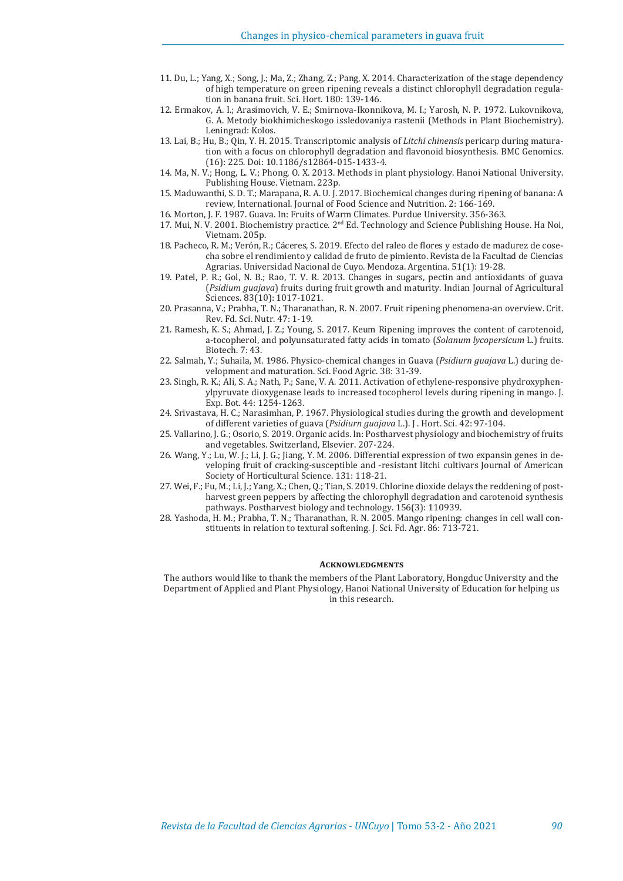11. Du, L.; Yang, X.; Song, J.; Ma, Z.; Zhang, Z.; Pang, X. 2014. Characterization of the stage dependency of high temperature on green ripening reveals a distinct chlorophyll degradation regulation in banana fruit. Sci. Hort. 180: 139-146.
12. Ermakov, A. I.; Arasimovich, V. E.; Smirnova-Ikonnikova, M. I.; Yarosh, N. P. 1972. Lukovnikova, G. A. Metody biokhimicheskogo issledovaniya rastenii (Methods in Plant Biochemistry). Leningrad: Kolos.
13. Lai, B.; Hu, B.; Qin, Y. H. 2015. Transcriptomic analysis of *Litchi chinensis* pericarp during maturation with a focus on chlorophyll degradation and flavonoid biosynthesis. BMC Genomics. (16): 225. Doi: 10.1186/s12864-015-1433-4.
14. Ma, N. V.; Hong, L. V.; Phong, O. X. 2013. Methods in plant physiology. Hanoi National University. Publishing House. Vietnam. 223p.
15. Maduwanthi, S. D. T.; Marapana, R. A. U. J. 2017. Biochemical changes during ripening of banana: A review, International. Journal of Food Science and Nutrition. 2: 166-169.
16. Morton, J. F. 1987. Guava. In: Fruits of Warm Climates. Purdue University. 356-363.
17. Mui, N. V. 2001. Biochemistry practice. 2nd Ed. Technology and Science Publishing House. Ha Noi, Vietnam. 205p.
18. Pacheco, R. M.; Verón, R.; Cáceres, S. 2019. Efecto del raleo de flores y estado de madurez de cosecha sobre el rendimiento y calidad de fruto de pimiento. Revista de la Facultad de Ciencias Agrarias. Universidad Nacional de Cuyo. Mendoza. Argentina. 51(1): 19-28.
19. Patel, P. R.; Gol, N. B.; Rao, T. V. R. 2013. Changes in sugars, pectin and antioxidants of guava (*Psidium guajava*) fruits during fruit growth and maturity. Indian Journal of Agricultural Sciences. 83(10): 1017-1021.
20. Prasanna, V.; Prabha, T. N.; Tharanathan, R. N. 2007. Fruit ripening phenomena-an overview. Crit. Rev. Fd. Sci. Nutr. 47: 1-19.
21. Ramesh, K. S.; Ahmad, J. Z.; Young, S. 2017. Keum Ripening improves the content of carotenoid, a-tocopherol, and polyunsaturated fatty acids in tomato (*Solanum lycopersicum* L.) fruits. Biotech. 7: 43.
22. Salmah, Y.; Suhaila, M. 1986. Physico-chemical changes in Guava (*Psidiurn guajava* L.) during development and maturation. Sci. Food Agric. 38: 31-39.
23. Singh, R. K.; Ali, S. A.; Nath, P.; Sane, V. A. 2011. Activation of ethylene-responsive phydroxyphenylpyruvate dioxygenase leads to increased tocopherol levels during ripening in mango. J. Exp. Bot. 44: 1254-1263.
24. Srivastava, H. C.; Narasimhan, P. 1967. Physiological studies during the growth and development of different varieties of guava (*Psidiurn guajava* L.). J . Hort. Sci. 42: 97-104.
25. Vallarino, J. G.; Osorio, S. 2019. Organic acids. In: Postharvest physiology and biochemistry of fruits and vegetables. Switzerland, Elsevier. 207-224.
26. Wang, Y.; Lu, W. J.; Li, J. G.; Jiang, Y. M. 2006. Differential expression of two expansin genes in developing fruit of cracking-susceptible and -resistant litchi cultivars Journal of American Society of Horticultural Science. 131: 118-21.
27. Wei, F.; Fu, M.; Li, J.; Yang, X.; Chen, Q.; Tian, S. 2019. Chlorine dioxide delays the reddening of postharvest green peppers by affecting the chlorophyll degradation and carotenoid synthesis pathways. Postharvest biology and technology. 156(3): 110939.
28. Yashoda, H. M.; Prabha, T. N.; Tharanathan, R. N. 2005. Mango ripening: changes in cell wall constituents in relation to textural softening. J. Sci. Fd. Agr. 86: 713-721.

## Acknowledgments

The authors would like to thank the members of the Plant Laboratory, Hongduc University and the Department of Applied and Plant Physiology, Hanoi National University of Education for helping us in this research.